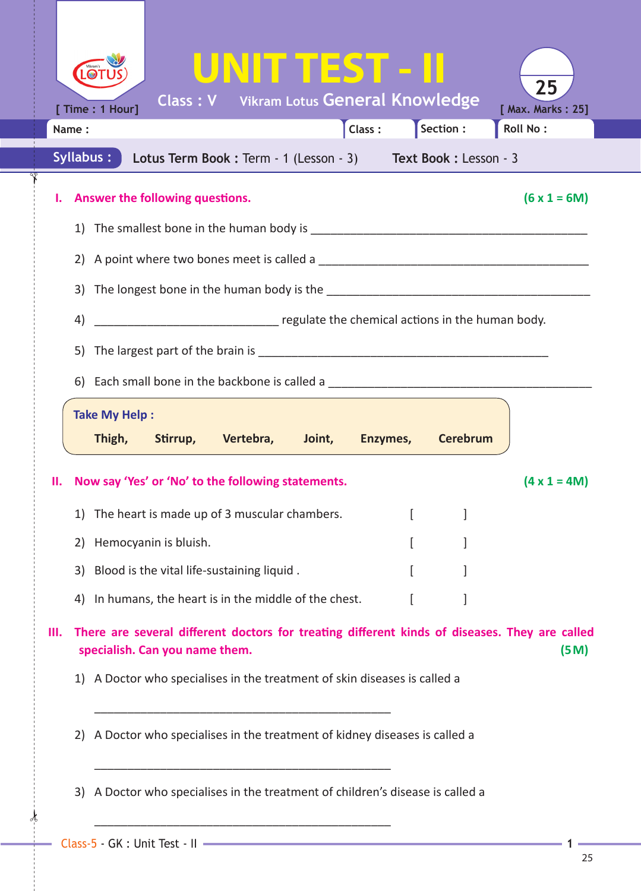# UNIT TEST - II

Class : V Vikram Lotus General Knowledge

[ Time : 1 Hour] [ Max. Marks : 25]

25

Name : | Class : | Section : | Roll No :

**Syllabus :** **Lotus Term Book :** Term - 1 (Lesson - 3) **Text Book :** Lesson - 3

## I. Answer the following questions. (6 x 1 = 6M)

1) The smallest bone in the human body is ____________________________________________

2) A point where two bones meet is called a ____________________________________________

3) The longest bone in the human body is the ____________________________________________

4) ______________________________ regulate the chemical actions in the human body.

5) The largest part of the brain is ____________________________________________

6) Each small bone in the backbone is called a ____________________________________________

**Take My Help :**

**Thigh, Stirrup, Vertebra, Joint, Enzymes, Cerebrum**

## II. Now say 'Yes' or 'No' to the following statements. (4 x 1 = 4M)

1) The heart is made up of 3 muscular chambers. [ ]

2) Hemocyanin is bluish. [ ]

3) Blood is the vital life-sustaining liquid . [ ]

4) In humans, the heart is in the middle of the chest. [ ]

## III. There are several different doctors for treating different kinds of diseases. They are called specialish. Can you name them. (5 M)

1) A Doctor who specialises in the treatment of skin diseases is called a

______________________________________________

2) A Doctor who specialises in the treatment of kidney diseases is called a

______________________________________________

3) A Doctor who specialises in the treatment of children's disease is called a

______________________________________________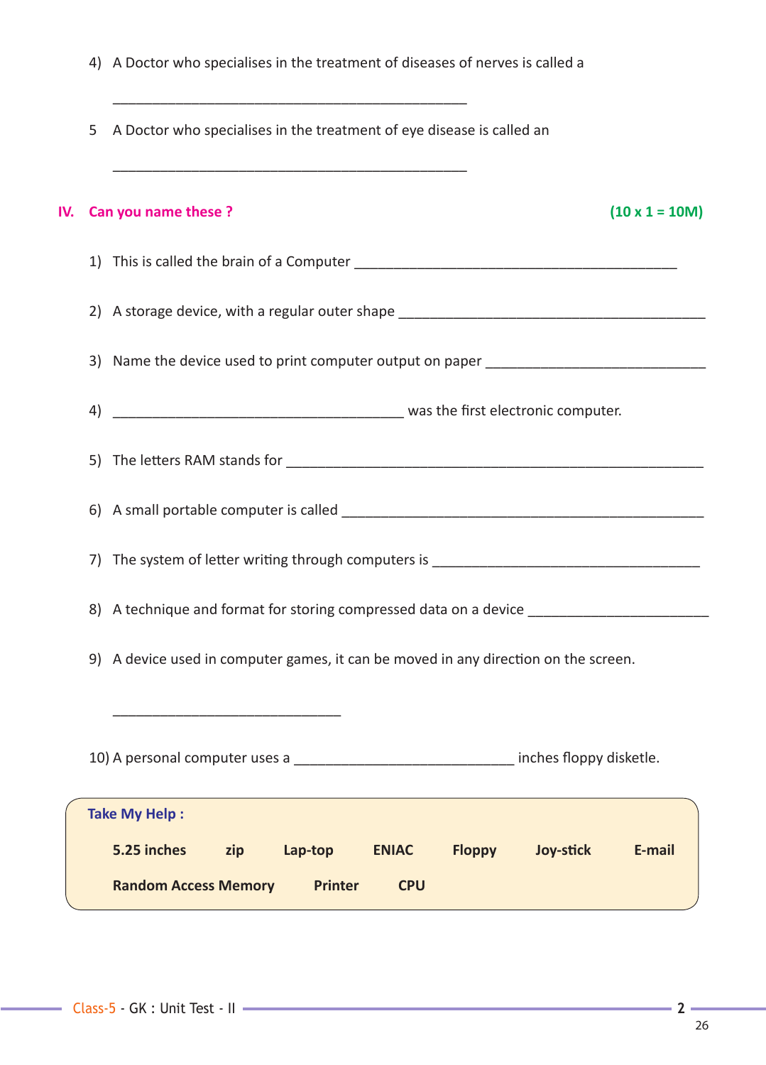4) A Doctor who specialises in the treatment of diseases of nerves is called a

_______________________________________________

5 A Doctor who specialises in the treatment of eye disease is called an

_______________________________________________

## IV. Can you name these ? (10 x 1 = 10M)

1) This is called the brain of a Computer ___________________________________________

2) A storage device, with a regular outer shape _________________________________________

3) Name the device used to print computer output on paper ____________________________

4) _______________________________________ was the first electronic computer.

5) The letters RAM stands for ________________________________________________________

6) A small portable computer is called _______________________________________________

7) The system of letter writing through computers is __________________________________

8) A technique and format for storing compressed data on a device ______________________

9) A device used in computer games, it can be moved in any direction on the screen.

______________________________

10) A personal computer uses a _____________________________ inches floppy disketle.

**Take My Help :**

**5.25 inches** **zip** **Lap-top** **ENIAC** **Floppy** **Joy-stick** **E-mail**

**Random Access Memory** **Printer** **CPU**